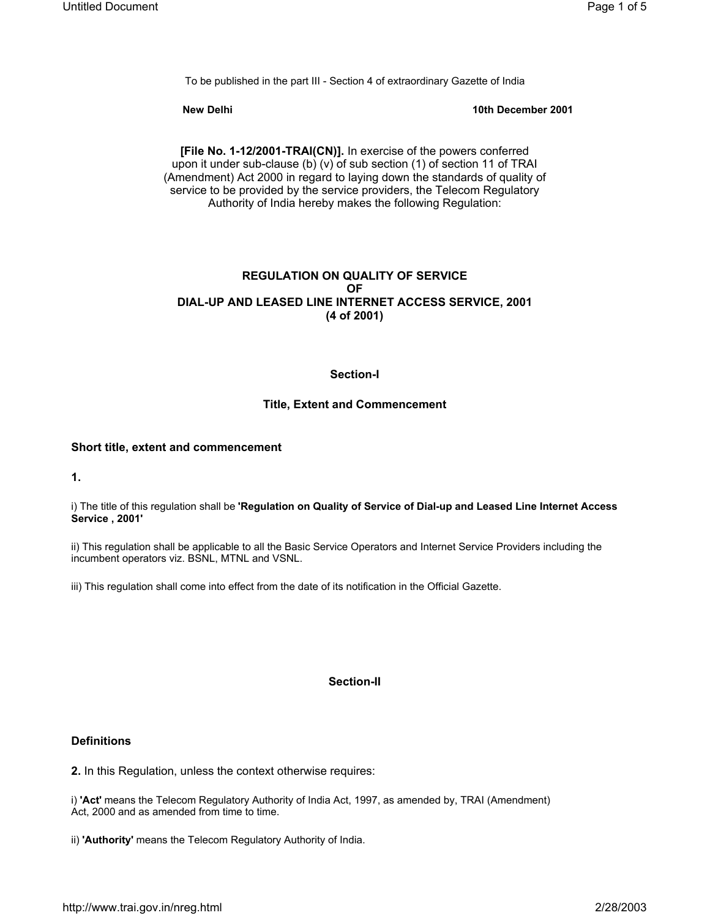To be published in the part III - Section 4 of extraordinary Gazette of India

**New Delhi** **10th December 2001**

**[File No. 1-12/2001-TRAI(CN)].** In exercise of the powers conferred upon it under sub-clause (b) (v) of sub section (1) of section 11 of TRAI (Amendment) Act 2000 in regard to laying down the standards of quality of service to be provided by the service providers, the Telecom Regulatory Authority of India hereby makes the following Regulation:

# REGULATION ON QUALITY OF SERVICE OF DIAL-UP AND LEASED LINE INTERNET ACCESS SERVICE, 2001 (4 of 2001)

## Section-I

## Title, Extent and Commencement

### Short title, extent and commencement

**1.**

i) The title of this regulation shall be **'Regulation on Quality of Service of Dial-up and Leased Line Internet Access Service , 2001'**

ii) This regulation shall be applicable to all the Basic Service Operators and Internet Service Providers including the incumbent operators viz. BSNL, MTNL and VSNL.

iii) This regulation shall come into effect from the date of its notification in the Official Gazette.

## Section-II

### Definitions

**2.** In this Regulation, unless the context otherwise requires:

i) **'Act'** means the Telecom Regulatory Authority of India Act, 1997, as amended by, TRAI (Amendment) Act, 2000 and as amended from time to time.

ii) **'Authority'** means the Telecom Regulatory Authority of India.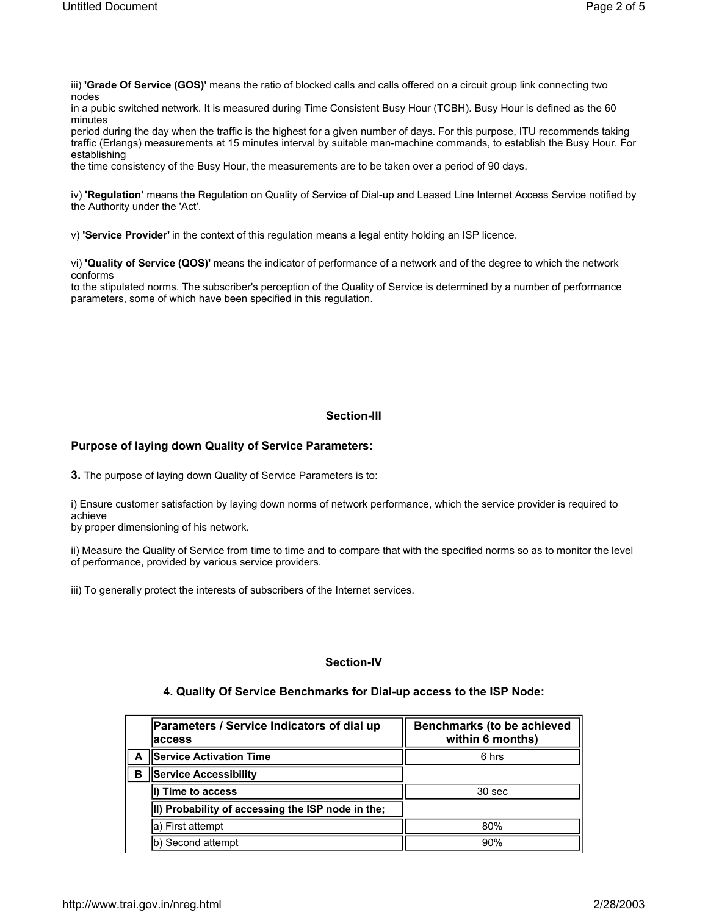iii) **'Grade Of Service (GOS)'** means the ratio of blocked calls and calls offered on a circuit group link connecting two nodes in a pubic switched network. It is measured during Time Consistent Busy Hour (TCBH). Busy Hour is defined as the 60 minutes period during the day when the traffic is the highest for a given number of days. For this purpose, ITU recommends taking traffic (Erlangs) measurements at 15 minutes interval by suitable man-machine commands, to establish the Busy Hour. For establishing the time consistency of the Busy Hour, the measurements are to be taken over a period of 90 days.

iv) **'Regulation'** means the Regulation on Quality of Service of Dial-up and Leased Line Internet Access Service notified by the Authority under the 'Act'.

v) **'Service Provider'** in the context of this regulation means a legal entity holding an ISP licence.

vi) **'Quality of Service (QOS)'** means the indicator of performance of a network and of the degree to which the network conforms to the stipulated norms. The subscriber's perception of the Quality of Service is determined by a number of performance parameters, some of which have been specified in this regulation.

## Section-III

### Purpose of laying down Quality of Service Parameters:

**3.** The purpose of laying down Quality of Service Parameters is to:

i) Ensure customer satisfaction by laying down norms of network performance, which the service provider is required to achieve by proper dimensioning of his network.

ii) Measure the Quality of Service from time to time and to compare that with the specified norms so as to monitor the level of performance, provided by various service providers.

iii) To generally protect the interests of subscribers of the Internet services.

## Section-IV

### 4. Quality Of Service Benchmarks for Dial-up access to the ISP Node:

| | Parameters / Service Indicators of dial up access | Benchmarks (to be achieved within 6 months) |
|---|---|---|
| A | **Service Activation Time** | 6 hrs |
| B | **Service Accessibility** | |
| | **I) Time to access** | 30 sec |
| | **II) Probability of accessing the ISP node in the;** | |
| | a) First attempt | 80% |
| | b) Second attempt | 90% |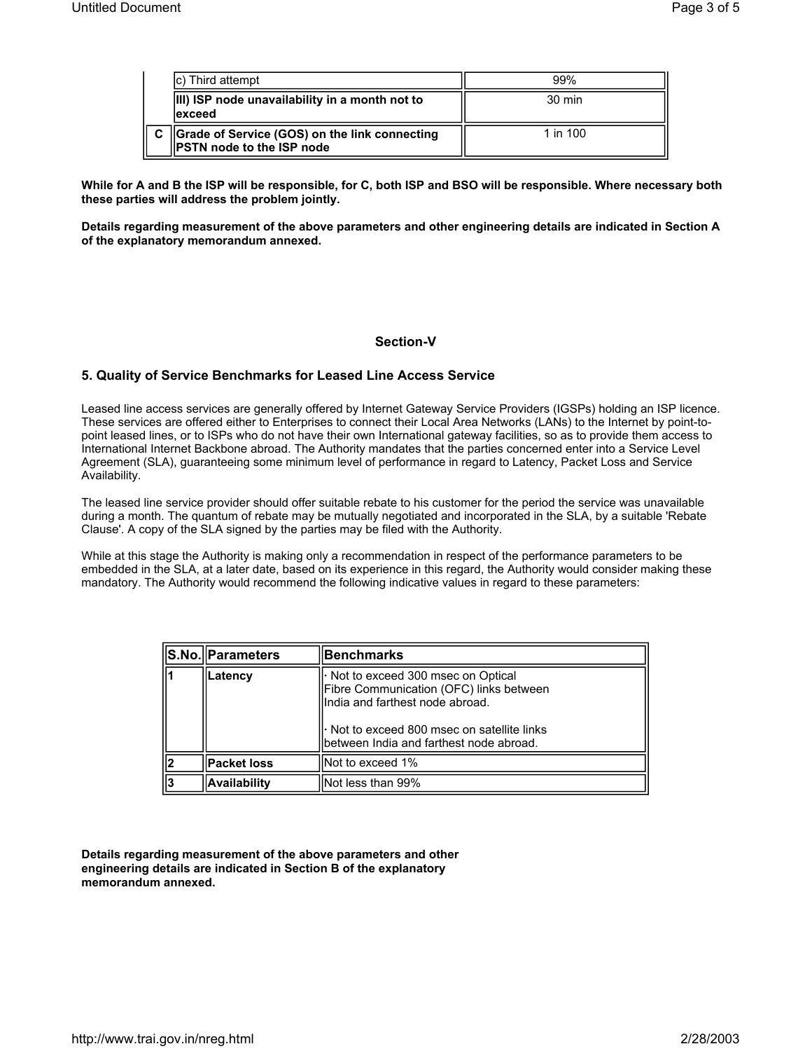|  |  |  |
|---|---|---|
|  | c) Third attempt | 99% |
|  | **III) ISP node unavailability in a month not to exceed** | 30 min |
| **C** | **Grade of Service (GOS) on the link connecting PSTN node to the ISP node** | 1 in 100 |

**While for A and B the ISP will be responsible, for C, both ISP and BSO will be responsible. Where necessary both these parties will address the problem jointly.**

**Details regarding measurement of the above parameters and other engineering details are indicated in Section A of the explanatory memorandum annexed.**

## Section-V

### 5. Quality of Service Benchmarks for Leased Line Access Service

Leased line access services are generally offered by Internet Gateway Service Providers (IGSPs) holding an ISP licence. These services are offered either to Enterprises to connect their Local Area Networks (LANs) to the Internet by point-to-point leased lines, or to ISPs who do not have their own International gateway facilities, so as to provide them access to International Internet Backbone abroad. The Authority mandates that the parties concerned enter into a Service Level Agreement (SLA), guaranteeing some minimum level of performance in regard to Latency, Packet Loss and Service Availability.

The leased line service provider should offer suitable rebate to his customer for the period the service was unavailable during a month. The quantum of rebate may be mutually negotiated and incorporated in the SLA, by a suitable 'Rebate Clause'. A copy of the SLA signed by the parties may be filed with the Authority.

While at this stage the Authority is making only a recommendation in respect of the performance parameters to be embedded in the SLA, at a later date, based on its experience in this regard, the Authority would consider making these mandatory. The Authority would recommend the following indicative values in regard to these parameters:

| **S.No.** | **Parameters** | **Benchmarks** |
|---|---|---|
| **1** | **Latency** | · Not to exceed 300 msec on Optical Fibre Communication (OFC) links between India and farthest node abroad.<br><br>· Not to exceed 800 msec on satellite links between India and farthest node abroad. |
| **2** | **Packet loss** | Not to exceed 1% |
| **3** | **Availability** | Not less than 99% |

**Details regarding measurement of the above parameters and other engineering details are indicated in Section B of the explanatory memorandum annexed.**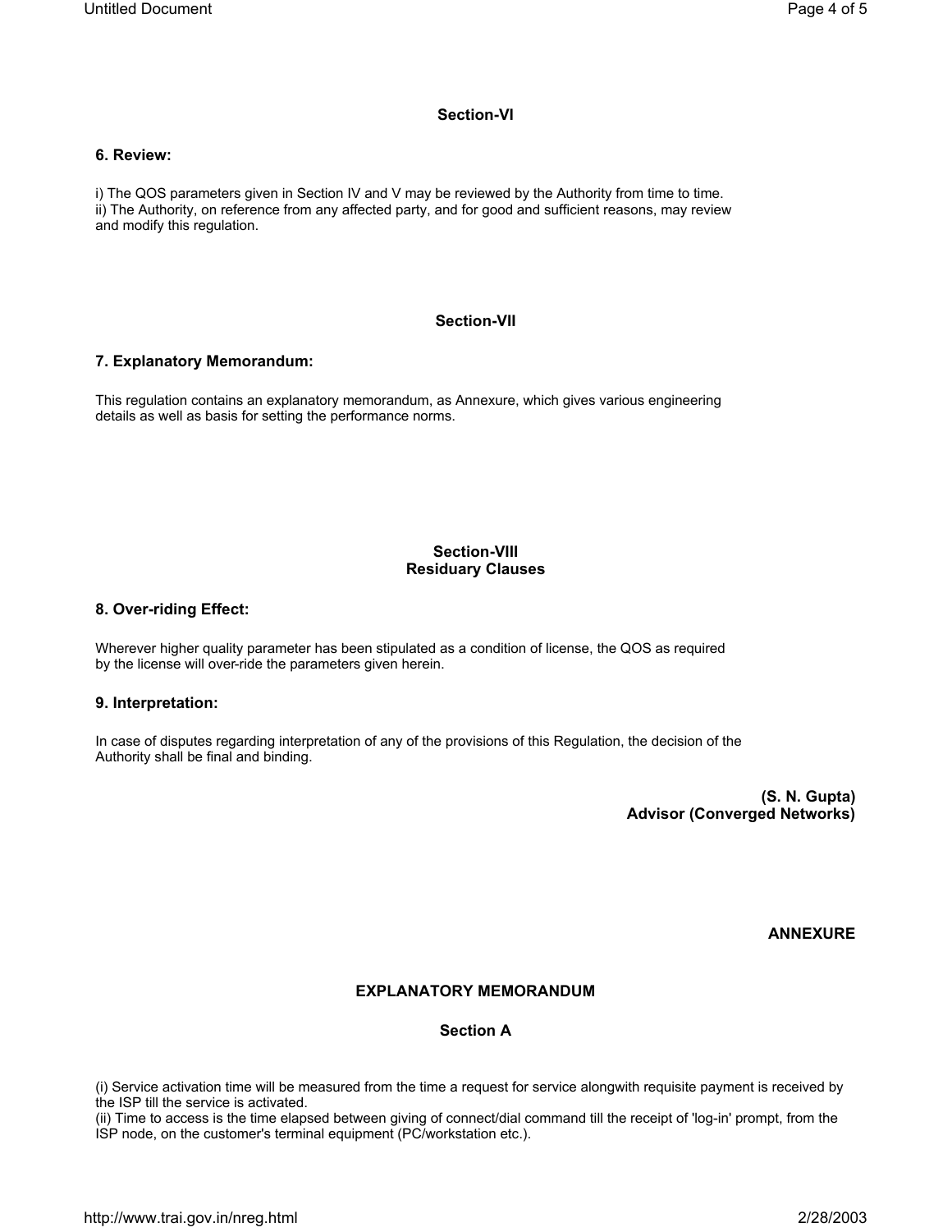## Section-VI

### 6. Review:

i) The QOS parameters given in Section IV and V may be reviewed by the Authority from time to time.
ii) The Authority, on reference from any affected party, and for good and sufficient reasons, may review and modify this regulation.

## Section-VII

### 7. Explanatory Memorandum:

This regulation contains an explanatory memorandum, as Annexure, which gives various engineering details as well as basis for setting the performance norms.

## Section-VIII
## Residuary Clauses

### 8. Over-riding Effect:

Wherever higher quality parameter has been stipulated as a condition of license, the QOS as required by the license will over-ride the parameters given herein.

### 9. Interpretation:

In case of disputes regarding interpretation of any of the provisions of this Regulation, the decision of the Authority shall be final and binding.

**(S. N. Gupta)**
**Advisor (Converged Networks)**

**ANNEXURE**

## EXPLANATORY MEMORANDUM

### Section A

(i) Service activation time will be measured from the time a request for service alongwith requisite payment is received by the ISP till the service is activated.
(ii) Time to access is the time elapsed between giving of connect/dial command till the receipt of 'log-in' prompt, from the ISP node, on the customer's terminal equipment (PC/workstation etc.).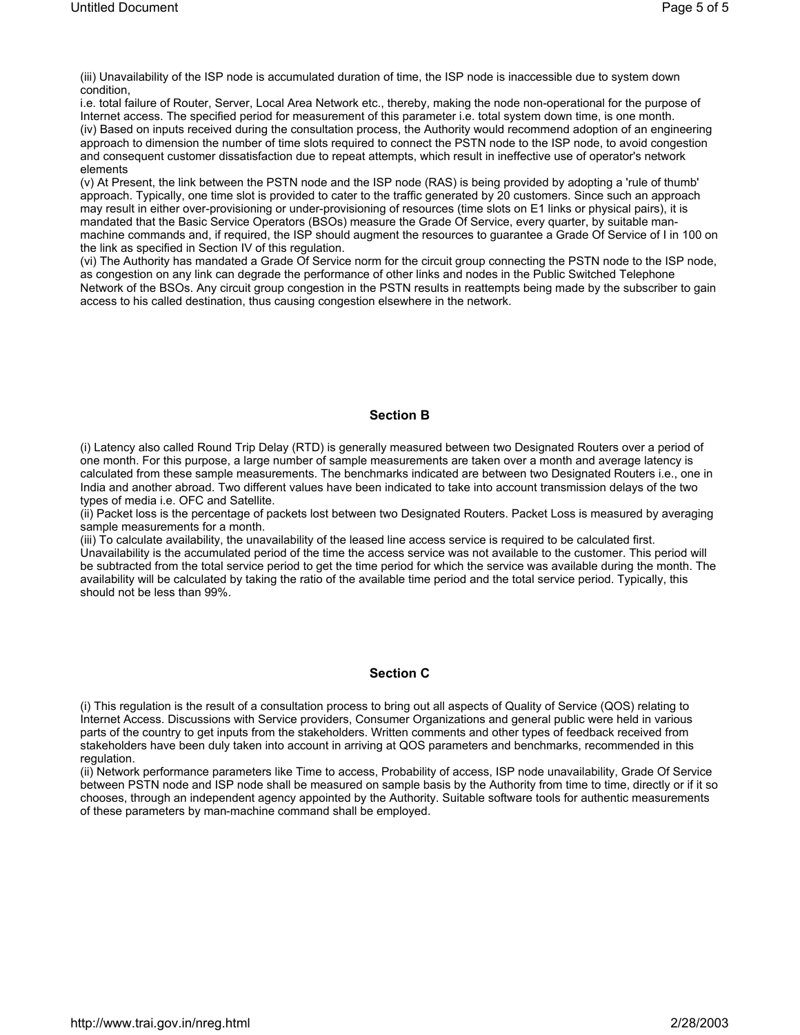(iii) Unavailability of the ISP node is accumulated duration of time, the ISP node is inaccessible due to system down condition,
i.e. total failure of Router, Server, Local Area Network etc., thereby, making the node non-operational for the purpose of Internet access. The specified period for measurement of this parameter i.e. total system down time, is one month.
(iv) Based on inputs received during the consultation process, the Authority would recommend adoption of an engineering approach to dimension the number of time slots required to connect the PSTN node to the ISP node, to avoid congestion and consequent customer dissatisfaction due to repeat attempts, which result in ineffective use of operator's network elements
(v) At Present, the link between the PSTN node and the ISP node (RAS) is being provided by adopting a 'rule of thumb' approach. Typically, one time slot is provided to cater to the traffic generated by 20 customers. Since such an approach may result in either over-provisioning or under-provisioning of resources (time slots on E1 links or physical pairs), it is mandated that the Basic Service Operators (BSOs) measure the Grade Of Service, every quarter, by suitable man-machine commands and, if required, the ISP should augment the resources to guarantee a Grade Of Service of I in 100 on the link as specified in Section IV of this regulation.
(vi) The Authority has mandated a Grade Of Service norm for the circuit group connecting the PSTN node to the ISP node, as congestion on any link can degrade the performance of other links and nodes in the Public Switched Telephone Network of the BSOs. Any circuit group congestion in the PSTN results in reattempts being made by the subscriber to gain access to his called destination, thus causing congestion elsewhere in the network.

## Section B

(i) Latency also called Round Trip Delay (RTD) is generally measured between two Designated Routers over a period of one month. For this purpose, a large number of sample measurements are taken over a month and average latency is calculated from these sample measurements. The benchmarks indicated are between two Designated Routers i.e., one in India and another abroad. Two different values have been indicated to take into account transmission delays of the two types of media i.e. OFC and Satellite.
(ii) Packet loss is the percentage of packets lost between two Designated Routers. Packet Loss is measured by averaging sample measurements for a month.
(iii) To calculate availability, the unavailability of the leased line access service is required to be calculated first. Unavailability is the accumulated period of the time the access service was not available to the customer. This period will be subtracted from the total service period to get the time period for which the service was available during the month. The availability will be calculated by taking the ratio of the available time period and the total service period. Typically, this should not be less than 99%.

## Section C

(i) This regulation is the result of a consultation process to bring out all aspects of Quality of Service (QOS) relating to Internet Access. Discussions with Service providers, Consumer Organizations and general public were held in various parts of the country to get inputs from the stakeholders. Written comments and other types of feedback received from stakeholders have been duly taken into account in arriving at QOS parameters and benchmarks, recommended in this regulation.
(ii) Network performance parameters like Time to access, Probability of access, ISP node unavailability, Grade Of Service between PSTN node and ISP node shall be measured on sample basis by the Authority from time to time, directly or if it so chooses, through an independent agency appointed by the Authority. Suitable software tools for authentic measurements of these parameters by man-machine command shall be employed.